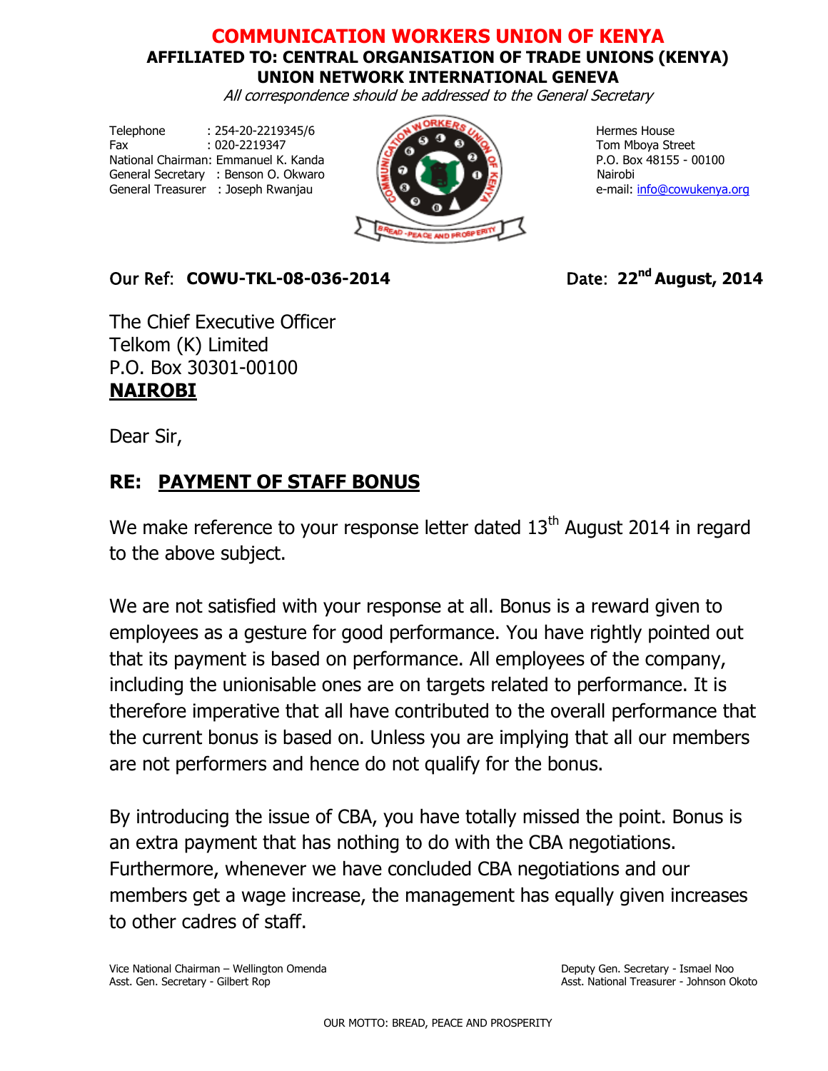# COMMUNICATION WORKERS UNION OF KENYA

**AFFILIATED TO: CENTRAL ORGANISATION OF TRADE UNIONS (KENYA)**
**UNION NETWORK INTERNATIONAL GENEVA**

*All correspondence should be addressed to the General Secretary*

Telephone : 254-20-2219345/6
Fax : 020-2219347
National Chairman: Emmanuel K. Kanda
General Secretary : Benson O. Okwaro
General Treasurer : Joseph Rwanjau

Hermes House
Tom Mboya Street
P.O. Box 48155 - 00100
Nairobi
e-mail: info@cowukenya.org

Our Ref: **COWU-TKL-08-036-2014** Date: **22nd August, 2014**

The Chief Executive Officer
Telkom (K) Limited
P.O. Box 30301-00100
**NAIROBI**

Dear Sir,

## RE: PAYMENT OF STAFF BONUS

We make reference to your response letter dated 13th August 2014 in regard to the above subject.

We are not satisfied with your response at all. Bonus is a reward given to employees as a gesture for good performance. You have rightly pointed out that its payment is based on performance. All employees of the company, including the unionisable ones are on targets related to performance. It is therefore imperative that all have contributed to the overall performance that the current bonus is based on. Unless you are implying that all our members are not performers and hence do not qualify for the bonus.

By introducing the issue of CBA, you have totally missed the point. Bonus is an extra payment that has nothing to do with the CBA negotiations. Furthermore, whenever we have concluded CBA negotiations and our members get a wage increase, the management has equally given increases to other cadres of staff.

Vice National Chairman – Wellington Omenda
Asst. Gen. Secretary - Gilbert Rop

Deputy Gen. Secretary - Ismael Noo
Asst. National Treasurer - Johnson Okoto

OUR MOTTO: BREAD, PEACE AND PROSPERITY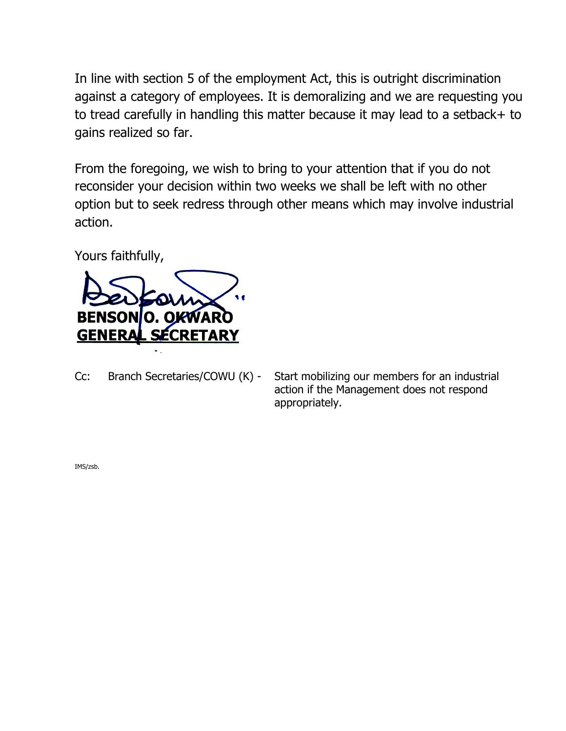In line with section 5 of the employment Act, this is outright discrimination against a category of employees. It is demoralizing and we are requesting you to tread carefully in handling this matter because it may lead to a setback+ to gains realized so far.

From the foregoing, we wish to bring to your attention that if you do not reconsider your decision within two weeks we shall be left with no other option but to seek redress through other means which may involve industrial action.

Yours faithfully,

**BENSON O. OKWARO**
**GENERAL SECRETARY**

Cc: Branch Secretaries/COWU (K) - Start mobilizing our members for an industrial action if the Management does not respond appropriately.

IMS/zsb.